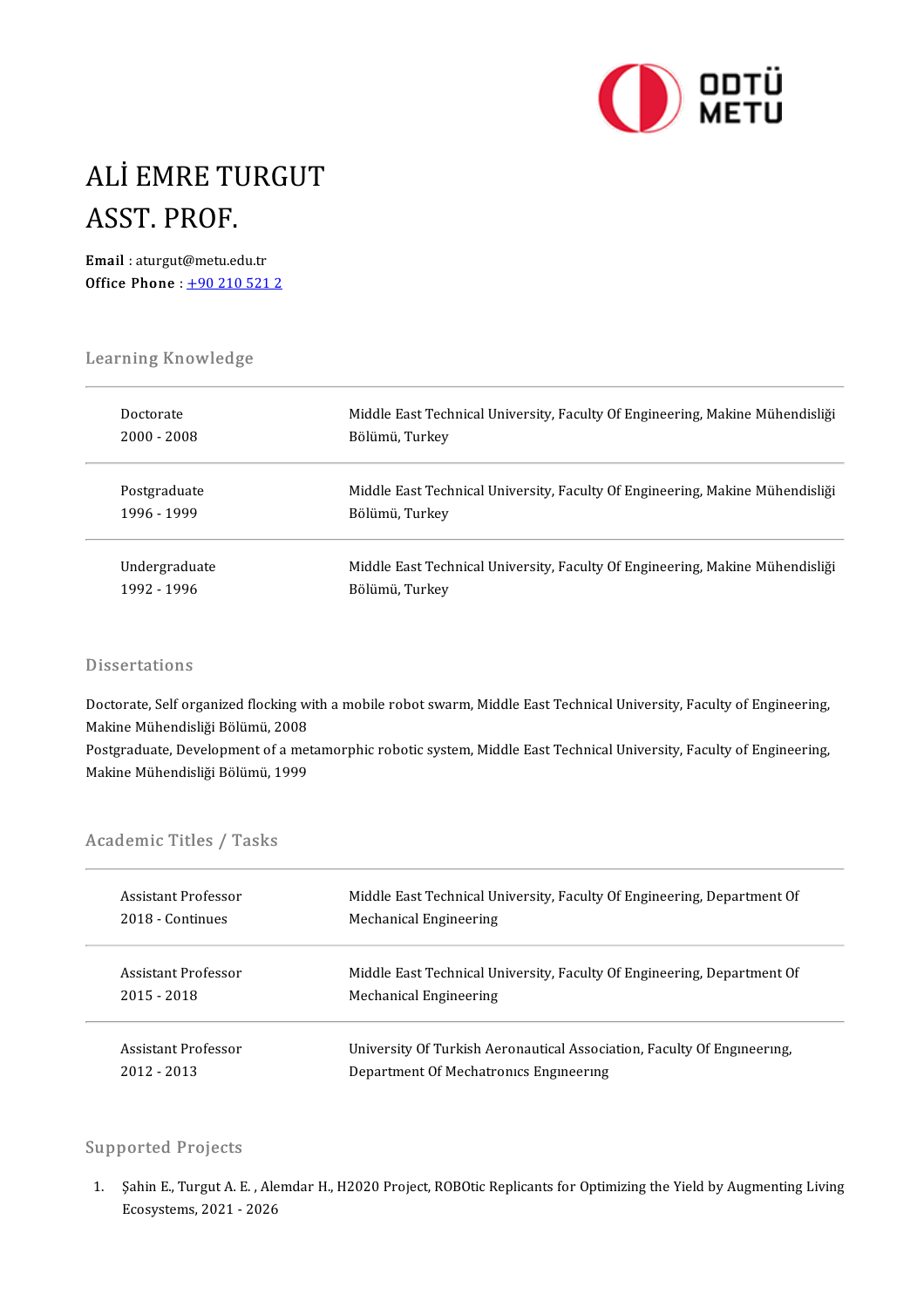# ALİ EMRE TURGUT
# ASST. PROF.

**Email** : aturgut@metu.edu.tr
**Office Phone** : +90 210 521 2

## Learning Knowledge

| | |
|---|---|
| Doctorate<br>2000 - 2008 | Middle East Technical University, Faculty Of Engineering, Makine Mühendisliği Bölümü, Turkey |
| Postgraduate<br>1996 - 1999 | Middle East Technical University, Faculty Of Engineering, Makine Mühendisliği Bölümü, Turkey |
| Undergraduate<br>1992 - 1996 | Middle East Technical University, Faculty Of Engineering, Makine Mühendisliği Bölümü, Turkey |

## Dissertations

Doctorate, Self organized flocking with a mobile robot swarm, Middle East Technical University, Faculty of Engineering, Makine Mühendisliği Bölümü, 2008
Postgraduate, Development of a metamorphic robotic system, Middle East Technical University, Faculty of Engineering, Makine Mühendisliği Bölümü, 1999

## Academic Titles / Tasks

| | |
|---|---|
| Assistant Professor<br>2018 - Continues | Middle East Technical University, Faculty Of Engineering, Department Of Mechanical Engineering |
| Assistant Professor<br>2015 - 2018 | Middle East Technical University, Faculty Of Engineering, Department Of Mechanical Engineering |
| Assistant Professor<br>2012 - 2013 | University Of Turkish Aeronautical Association, Faculty Of Engıneerıng, Department Of Mechatronıcs Engıneerıng |

## Supported Projects

1. Şahin E., Turgut A. E. , Alemdar H., H2020 Project, ROBOtic Replicants for Optimizing the Yield by Augmenting Living Ecosystems, 2021 - 2026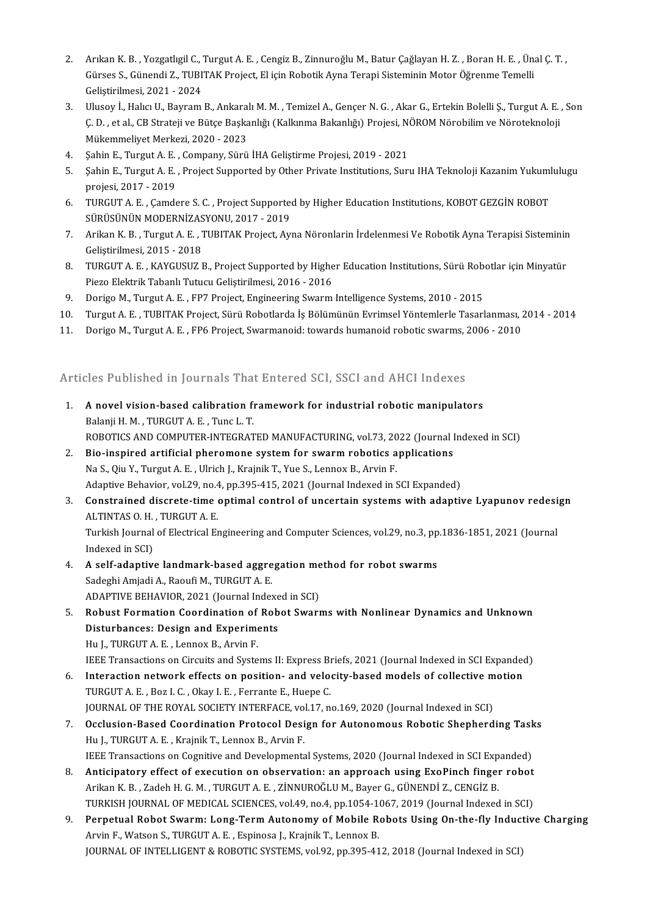2. Arıkan K. B. , Yozgatlıgil C., Turgut A. E. , Cengiz B., Zinnuroğlu M., Batur Çağlayan H. Z. , Boran H. E. , Ünal Ç. T. , Gürses S., Günendi Z., TUBITAK Project, El için Robotik Ayna Terapi Sisteminin Motor Öğrenme Temelli Geliştirilmesi, 2021 - 2024
3. Ulusoy İ., Halıcı U., Bayram B., Ankaralı M. M. , Temizel A., Gençer N. G. , Akar G., Ertekin Bolelli Ş., Turgut A. E. , Son Ç. D. , et al., CB Strateji ve Bütçe Başkanlığı (Kalkınma Bakanlığı) Projesi, NÖROM Nörobilim ve Nöroteknoloji Mükemmeliyet Merkezi, 2020 - 2023
4. Şahin E., Turgut A. E. , Company, Sürü İHA Geliştirme Projesi, 2019 - 2021
5. Şahin E., Turgut A. E. , Project Supported by Other Private Institutions, Suru IHA Teknoloji Kazanim Yukumlulugu projesi, 2017 - 2019
6. TURGUT A. E. , Çamdere S. C. , Project Supported by Higher Education Institutions, KOBOT GEZGİN ROBOT SÜRÜSÜNÜN MODERNİZASYONU, 2017 - 2019
7. Arikan K. B. , Turgut A. E. , TUBITAK Project, Ayna Nöronlarin İrdelenmesi Ve Robotik Ayna Terapisi Sisteminin Geliştirilmesi, 2015 - 2018
8. TURGUT A. E. , KAYGUSUZ B., Project Supported by Higher Education Institutions, Sürü Robotlar için Minyatür Piezo Elektrik Tabanlı Tutucu Geliştirilmesi, 2016 - 2016
9. Dorigo M., Turgut A. E. , FP7 Project, Engineering Swarm Intelligence Systems, 2010 - 2015
10. Turgut A. E. , TUBITAK Project, Sürü Robotlarda İş Bölümünün Evrimsel Yöntemlerle Tasarlanması, 2014 - 2014
11. Dorigo M., Turgut A. E. , FP6 Project, Swarmanoid: towards humanoid robotic swarms, 2006 - 2010

## Articles Published in Journals That Entered SCI, SSCI and AHCI Indexes

1. **A novel vision-based calibration framework for industrial robotic manipulators**
   Balanji H. M. , TURGUT A. E. , Tunc L. T.
   ROBOTICS AND COMPUTER-INTEGRATED MANUFACTURING, vol.73, 2022 (Journal Indexed in SCI)
2. **Bio-inspired artificial pheromone system for swarm robotics applications**
   Na S., Qiu Y., Turgut A. E. , Ulrich J., Krajnik T., Yue S., Lennox B., Arvin F.
   Adaptive Behavior, vol.29, no.4, pp.395-415, 2021 (Journal Indexed in SCI Expanded)
3. **Constrained discrete-time optimal control of uncertain systems with adaptive Lyapunov redesign**
   ALTINTAS O. H. , TURGUT A. E.
   Turkish Journal of Electrical Engineering and Computer Sciences, vol.29, no.3, pp.1836-1851, 2021 (Journal Indexed in SCI)
4. **A self-adaptive landmark-based aggregation method for robot swarms**
   Sadeghi Amjadi A., Raoufi M., TURGUT A. E.
   ADAPTIVE BEHAVIOR, 2021 (Journal Indexed in SCI)
5. **Robust Formation Coordination of Robot Swarms with Nonlinear Dynamics and Unknown Disturbances: Design and Experiments**
   Hu J., TURGUT A. E. , Lennox B., Arvin F.
   IEEE Transactions on Circuits and Systems II: Express Briefs, 2021 (Journal Indexed in SCI Expanded)
6. **Interaction network effects on position- and velocity-based models of collective motion**
   TURGUT A. E. , Boz I. C. , Okay I. E. , Ferrante E., Huepe C.
   JOURNAL OF THE ROYAL SOCIETY INTERFACE, vol.17, no.169, 2020 (Journal Indexed in SCI)
7. **Occlusion-Based Coordination Protocol Design for Autonomous Robotic Shepherding Tasks**
   Hu J., TURGUT A. E. , Krajnik T., Lennox B., Arvin F.
   IEEE Transactions on Cognitive and Developmental Systems, 2020 (Journal Indexed in SCI Expanded)
8. **Anticipatory effect of execution on observation: an approach using ExoPinch finger robot**
   Arikan K. B. , Zadeh H. G. M. , TURGUT A. E. , ZİNNUROĞLU M., Bayer G., GÜNENDİ Z., CENGİZ B.
   TURKISH JOURNAL OF MEDICAL SCIENCES, vol.49, no.4, pp.1054-1067, 2019 (Journal Indexed in SCI)
9. **Perpetual Robot Swarm: Long-Term Autonomy of Mobile Robots Using On-the-fly Inductive Charging**
   Arvin F., Watson S., TURGUT A. E. , Espinosa J., Krajnik T., Lennox B.
   JOURNAL OF INTELLIGENT & ROBOTIC SYSTEMS, vol.92, pp.395-412, 2018 (Journal Indexed in SCI)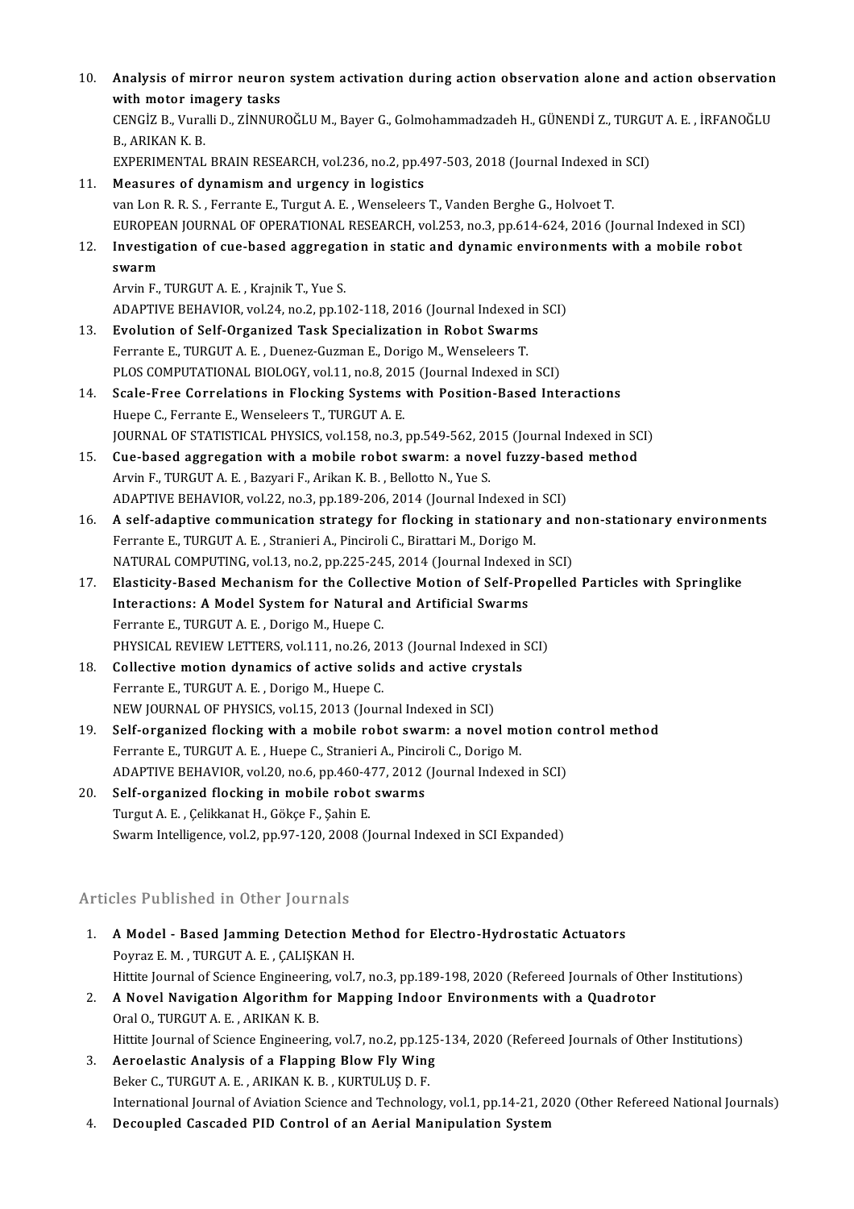10. **Analysis of mirror neuron system activation during action observation alone and action observation with motor imagery tasks**
    CENGİZ B., Vuralli D., ZİNNUROĞLU M., Bayer G., Golmohammadzadeh H., GÜNENDİ Z., TURGUT A. E. , İRFANOĞLU B., ARIKAN K. B.
    EXPERIMENTAL BRAIN RESEARCH, vol.236, no.2, pp.497-503, 2018 (Journal Indexed in SCI)
11. **Measures of dynamism and urgency in logistics**
    van Lon R. R. S. , Ferrante E., Turgut A. E. , Wenseleers T., Vanden Berghe G., Holvoet T.
    EUROPEAN JOURNAL OF OPERATIONAL RESEARCH, vol.253, no.3, pp.614-624, 2016 (Journal Indexed in SCI)
12. **Investigation of cue-based aggregation in static and dynamic environments with a mobile robot swarm**
    Arvin F., TURGUT A. E. , Krajnik T., Yue S.
    ADAPTIVE BEHAVIOR, vol.24, no.2, pp.102-118, 2016 (Journal Indexed in SCI)
13. **Evolution of Self-Organized Task Specialization in Robot Swarms**
    Ferrante E., TURGUT A. E. , Duenez-Guzman E., Dorigo M., Wenseleers T.
    PLOS COMPUTATIONAL BIOLOGY, vol.11, no.8, 2015 (Journal Indexed in SCI)
14. **Scale-Free Correlations in Flocking Systems with Position-Based Interactions**
    Huepe C., Ferrante E., Wenseleers T., TURGUT A. E.
    JOURNAL OF STATISTICAL PHYSICS, vol.158, no.3, pp.549-562, 2015 (Journal Indexed in SCI)
15. **Cue-based aggregation with a mobile robot swarm: a novel fuzzy-based method**
    Arvin F., TURGUT A. E. , Bazyari F., Arikan K. B. , Bellotto N., Yue S.
    ADAPTIVE BEHAVIOR, vol.22, no.3, pp.189-206, 2014 (Journal Indexed in SCI)
16. **A self-adaptive communication strategy for flocking in stationary and non-stationary environments**
    Ferrante E., TURGUT A. E. , Stranieri A., Pinciroli C., Birattari M., Dorigo M.
    NATURAL COMPUTING, vol.13, no.2, pp.225-245, 2014 (Journal Indexed in SCI)
17. **Elasticity-Based Mechanism for the Collective Motion of Self-Propelled Particles with Springlike Interactions: A Model System for Natural and Artificial Swarms**
    Ferrante E., TURGUT A. E. , Dorigo M., Huepe C.
    PHYSICAL REVIEW LETTERS, vol.111, no.26, 2013 (Journal Indexed in SCI)
18. **Collective motion dynamics of active solids and active crystals**
    Ferrante E., TURGUT A. E. , Dorigo M., Huepe C.
    NEW JOURNAL OF PHYSICS, vol.15, 2013 (Journal Indexed in SCI)
19. **Self-organized flocking with a mobile robot swarm: a novel motion control method**
    Ferrante E., TURGUT A. E. , Huepe C., Stranieri A., Pinciroli C., Dorigo M.
    ADAPTIVE BEHAVIOR, vol.20, no.6, pp.460-477, 2012 (Journal Indexed in SCI)
20. **Self-organized flocking in mobile robot swarms**
    Turgut A. E. , Çelikkanat H., Gökçe F., Şahin E.
    Swarm Intelligence, vol.2, pp.97-120, 2008 (Journal Indexed in SCI Expanded)

## Articles Published in Other Journals

1. **A Model - Based Jamming Detection Method for Electro-Hydrostatic Actuators**
   Poyraz E. M. , TURGUT A. E. , ÇALIŞKAN H.
   Hittite Journal of Science Engineering, vol.7, no.3, pp.189-198, 2020 (Refereed Journals of Other Institutions)
2. **A Novel Navigation Algorithm for Mapping Indoor Environments with a Quadrotor**
   Oral O., TURGUT A. E. , ARIKAN K. B.
   Hittite Journal of Science Engineering, vol.7, no.2, pp.125-134, 2020 (Refereed Journals of Other Institutions)
3. **Aeroelastic Analysis of a Flapping Blow Fly Wing**
   Beker C., TURGUT A. E. , ARIKAN K. B. , KURTULUŞ D. F.
   International Journal of Aviation Science and Technology, vol.1, pp.14-21, 2020 (Other Refereed National Journals)
4. **Decoupled Cascaded PID Control of an Aerial Manipulation System**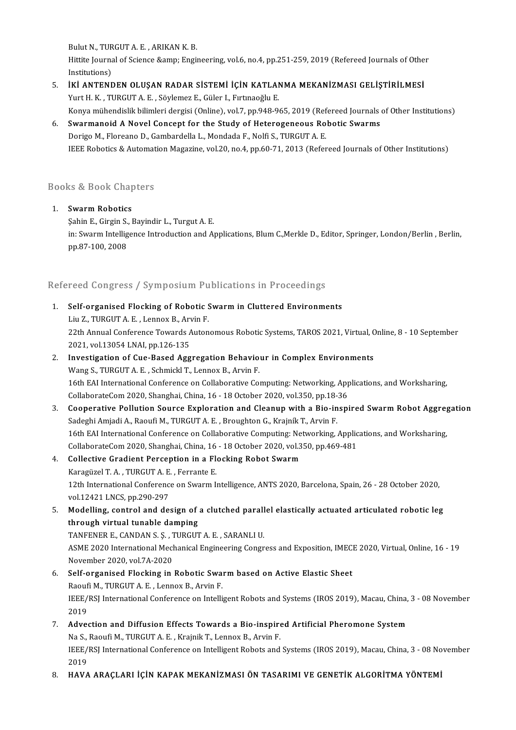Bulut N., TURGUT A. E. , ARIKAN K. B.
Hittite Journal of Science &amp; Engineering, vol.6, no.4, pp.251-259, 2019 (Refereed Journals of Other Institutions)

5. **İKİ ANTENDEN OLUŞAN RADAR SİSTEMİ İÇİN KATLANMA MEKANİZMASI GELİŞTİRİLMESİ**
   Yurt H. K. , TURGUT A. E. , Söylemez E., Güler I., Fırtınaoğlu E.
   Konya mühendislik bilimleri dergisi (Online), vol.7, pp.948-965, 2019 (Refereed Journals of Other Institutions)
6. **Swarmanoid A Novel Concept for the Study of Heterogeneous Robotic Swarms**
   Dorigo M., Floreano D., Gambardella L., Mondada F., Nolfi S., TURGUT A. E.
   IEEE Robotics & Automation Magazine, vol.20, no.4, pp.60-71, 2013 (Refereed Journals of Other Institutions)

## Books & Book Chapters

1. **Swarm Robotics**
   Şahin E., Girgin S., Bayindir L., Turgut A. E.
   in: Swarm Intelligence Introduction and Applications, Blum C.,Merkle D., Editor, Springer, London/Berlin , Berlin, pp.87-100, 2008

## Refereed Congress / Symposium Publications in Proceedings

1. **Self-organised Flocking of Robotic Swarm in Cluttered Environments**
   Liu Z., TURGUT A. E. , Lennox B., Arvin F.
   22th Annual Conference Towards Autonomous Robotic Systems, TAROS 2021, Virtual, Online, 8 - 10 September 2021, vol.13054 LNAI, pp.126-135
2. **Investigation of Cue-Based Aggregation Behaviour in Complex Environments**
   Wang S., TURGUT A. E. , Schmickl T., Lennox B., Arvin F.
   16th EAI International Conference on Collaborative Computing: Networking, Applications, and Worksharing, CollaborateCom 2020, Shanghai, China, 16 - 18 October 2020, vol.350, pp.18-36
3. **Cooperative Pollution Source Exploration and Cleanup with a Bio-inspired Swarm Robot Aggregation**
   Sadeghi Amjadi A., Raoufi M., TURGUT A. E. , Broughton G., Krajník T., Arvin F.
   16th EAI International Conference on Collaborative Computing: Networking, Applications, and Worksharing, CollaborateCom 2020, Shanghai, China, 16 - 18 October 2020, vol.350, pp.469-481
4. **Collective Gradient Perception in a Flocking Robot Swarm**
   Karagüzel T. A. , TURGUT A. E. , Ferrante E.
   12th International Conference on Swarm Intelligence, ANTS 2020, Barcelona, Spain, 26 - 28 October 2020, vol.12421 LNCS, pp.290-297
5. **Modelling, control and design of a clutched parallel elastically actuated articulated robotic leg through virtual tunable damping**
   TANFENER E., CANDAN S. Ş. , TURGUT A. E. , SARANLI U.
   ASME 2020 International Mechanical Engineering Congress and Exposition, IMECE 2020, Virtual, Online, 16 - 19 November 2020, vol.7A-2020
6. **Self-organised Flocking in Robotic Swarm based on Active Elastic Sheet**
   Raoufi M., TURGUT A. E. , Lennox B., Arvin F.
   IEEE/RSJ International Conference on Intelligent Robots and Systems (IROS 2019), Macau, China, 3 - 08 November 2019
7. **Advection and Diffusion Effects Towards a Bio-inspired Artificial Pheromone System**
   Na S., Raoufi M., TURGUT A. E. , Krajnik T., Lennox B., Arvin F.
   IEEE/RSJ International Conference on Intelligent Robots and Systems (IROS 2019), Macau, China, 3 - 08 November 2019
8. **HAVA ARAÇLARI İÇİN KAPAK MEKANİZMASI ÖN TASARIMI VE GENETİK ALGORİTMA YÖNTEMİ**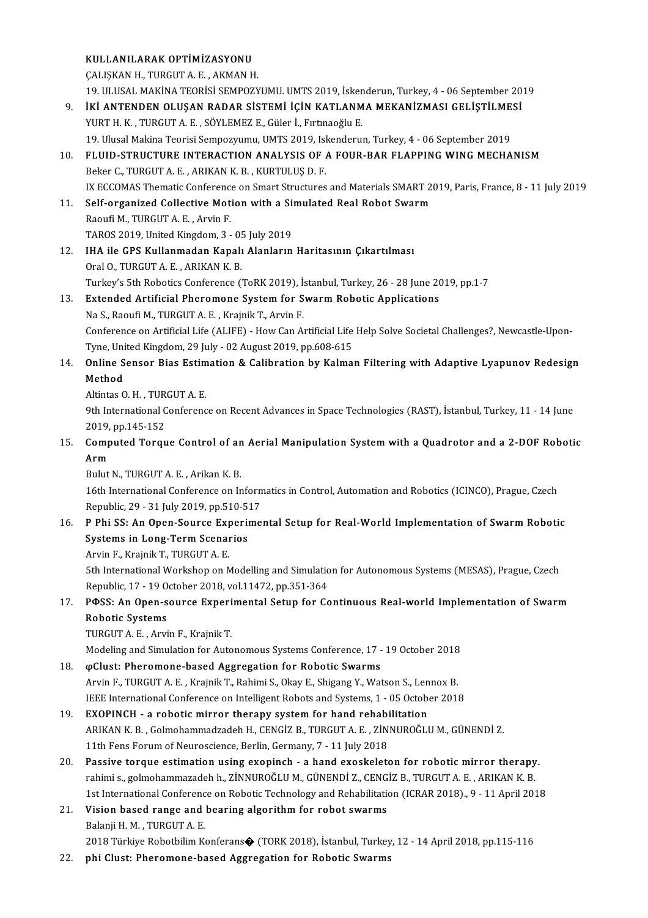KULLANILARAK OPTİMİZASYONU
ÇALIŞKAN H., TURGUT A. E. , AKMAN H.
19. ULUSAL MAKİNA TEORİSİ SEMPOZYUMU. UMTS 2019, İskenderun, Turkey, 4 - 06 September 2019

9. **İKİ ANTENDEN OLUŞAN RADAR SİSTEMİ İÇİN KATLANMA MEKANİZMASI GELİŞTİLMESİ**
   YURT H. K. , TURGUT A. E. , SÖYLEMEZ E., Güler İ., Fırtınaoğlu E.
   19. Ulusal Makina Teorisi Sempozyumu, UMTS 2019, Iskenderun, Turkey, 4 - 06 September 2019
10. **FLUID-STRUCTURE INTERACTION ANALYSIS OF A FOUR-BAR FLAPPING WING MECHANISM**
    Beker C., TURGUT A. E. , ARIKAN K. B. , KURTULUŞ D. F.
    IX ECCOMAS Thematic Conference on Smart Structures and Materials SMART 2019, Paris, France, 8 - 11 July 2019
11. **Self-organized Collective Motion with a Simulated Real Robot Swarm**
    Raoufi M., TURGUT A. E. , Arvin F.
    TAROS 2019, United Kingdom, 3 - 05 July 2019
12. **IHA ile GPS Kullanmadan Kapalı Alanların Haritasının Çıkartılması**
    Oral O., TURGUT A. E. , ARIKAN K. B.
    Turkey's 5th Robotics Conference (ToRK 2019), İstanbul, Turkey, 26 - 28 June 2019, pp.1-7
13. **Extended Artificial Pheromone System for Swarm Robotic Applications**
    Na S., Raoufi M., TURGUT A. E. , Krajnik T., Arvin F.
    Conference on Artificial Life (ALIFE) - How Can Artificial Life Help Solve Societal Challenges?, Newcastle-Upon-Tyne, United Kingdom, 29 July - 02 August 2019, pp.608-615
14. **Online Sensor Bias Estimation & Calibration by Kalman Filtering with Adaptive Lyapunov Redesign Method**
    Altintas O. H. , TURGUT A. E.
    9th International Conference on Recent Advances in Space Technologies (RAST), İstanbul, Turkey, 11 - 14 June 2019, pp.145-152
15. **Computed Torque Control of an Aerial Manipulation System with a Quadrotor and a 2-DOF Robotic Arm**
    Bulut N., TURGUT A. E. , Arikan K. B.
    16th International Conference on Informatics in Control, Automation and Robotics (ICINCO), Prague, Czech Republic, 29 - 31 July 2019, pp.510-517
16. **P Phi SS: An Open-Source Experimental Setup for Real-World Implementation of Swarm Robotic Systems in Long-Term Scenarios**
    Arvin F., Krajnik T., TURGUT A. E.
    5th International Workshop on Modelling and Simulation for Autonomous Systems (MESAS), Prague, Czech Republic, 17 - 19 October 2018, vol.11472, pp.351-364
17. **PΦSS: An Open-source Experimental Setup for Continuous Real-world Implementation of Swarm Robotic Systems**
    TURGUT A. E. , Arvin F., Krajnik T.
    Modeling and Simulation for Autonomous Systems Conference, 17 - 19 October 2018
18. **φClust: Pheromone-based Aggregation for Robotic Swarms**
    Arvin F., TURGUT A. E. , Krajnik T., Rahimi S., Okay E., Shigang Y., Watson S., Lennox B.
    IEEE International Conference on Intelligent Robots and Systems, 1 - 05 October 2018
19. **EXOPINCH - a robotic mirror therapy system for hand rehabilitation**
    ARIKAN K. B. , Golmohammadzadeh H., CENGİZ B., TURGUT A. E. , ZİNNUROĞLU M., GÜNENDİ Z.
    11th Fens Forum of Neuroscience, Berlin, Germany, 7 - 11 July 2018
20. **Passive torque estimation using exopinch - a hand exoskeleton for robotic mirror therapy.**
    rahimi s., golmohammazadeh h., ZİNNUROĞLU M., GÜNENDİ Z., CENGİZ B., TURGUT A. E. , ARIKAN K. B.
    1st International Conference on Robotic Technology and Rehabilitation (ICRAR 2018)., 9 - 11 April 2018
21. **Vision based range and bearing algorithm for robot swarms**
    Balanji H. M. , TURGUT A. E.
    2018 Türkiye Robotbilim Konferans� (TORK 2018), İstanbul, Turkey, 12 - 14 April 2018, pp.115-116
22. **phi Clust: Pheromone-based Aggregation for Robotic Swarms**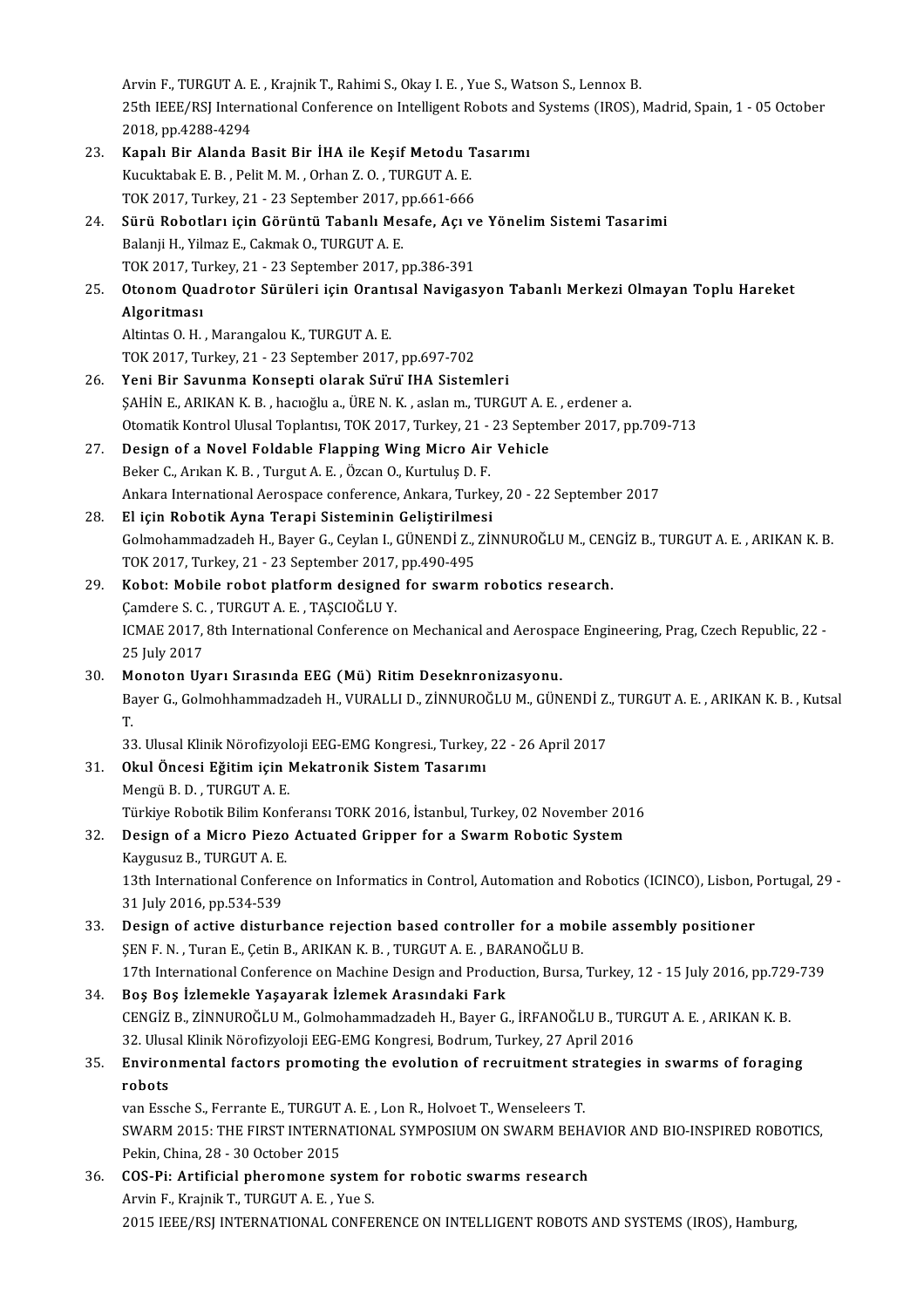Arvin F., TURGUT A. E. , Krajnik T., Rahimi S., Okay I. E. , Yue S., Watson S., Lennox B.
25th IEEE/RSJ International Conference on Intelligent Robots and Systems (IROS), Madrid, Spain, 1 - 05 October 2018, pp.4288-4294

23. **Kapalı Bir Alanda Basit Bir İHA ile Keşif Metodu Tasarımı**
Kucuktabak E. B. , Pelit M. M. , Orhan Z. O. , TURGUT A. E.
TOK 2017, Turkey, 21 - 23 September 2017, pp.661-666

24. **Sürü Robotları için Görüntü Tabanlı Mesafe, Açı ve Yönelim Sistemi Tasarimi**
Balanji H., Yilmaz E., Cakmak O., TURGUT A. E.
TOK 2017, Turkey, 21 - 23 September 2017, pp.386-391

25. **Otonom Quadrotor Sürüleri için Orantısal Navigasyon Tabanlı Merkezi Olmayan Toplu Hareket Algoritması**
Altintas O. H. , Marangalou K., TURGUT A. E.
TOK 2017, Turkey, 21 - 23 September 2017, pp.697-702

26. **Yeni Bir Savunma Konsepti olarak Sürü İHA Sistemleri**
ŞAHİN E., ARIKAN K. B. , hacıoğlu a., ÜRE N. K. , aslan m., TURGUT A. E. , erdener a.
Otomatik Kontrol Ulusal Toplantısı, TOK 2017, Turkey, 21 - 23 September 2017, pp.709-713

27. **Design of a Novel Foldable Flapping Wing Micro Air Vehicle**
Beker C., Arıkan K. B. , Turgut A. E. , Özcan O., Kurtuluş D. F.
Ankara International Aerospace conference, Ankara, Turkey, 20 - 22 September 2017

28. **El için Robotik Ayna Terapi Sisteminin Geliştirilmesi**
Golmohammadzadeh H., Bayer G., Ceylan I., GÜNENDİ Z., ZİNNUROĞLU M., CENGİZ B., TURGUT A. E. , ARIKAN K. B.
TOK 2017, Turkey, 21 - 23 September 2017, pp.490-495

29. **Kobot: Mobile robot platform designed for swarm robotics research.**
Çamdere S. C. , TURGUT A. E. , TAŞCIOĞLU Y.
ICMAE 2017, 8th International Conference on Mechanical and Aerospace Engineering, Prag, Czech Republic, 22 - 25 July 2017

30. **Monoton Uyarı Sırasında EEG (Mü) Ritim Deseknronizasyonu.**
Bayer G., Golmohhammadzadeh H., VURALLI D., ZİNNUROĞLU M., GÜNENDİ Z., TURGUT A. E. , ARIKAN K. B. , Kutsal T.
33. Ulusal Klinik Nörofizyoloji EEG-EMG Kongresi., Turkey, 22 - 26 April 2017

31. **Okul Öncesi Eğitim için Mekatronik Sistem Tasarımı**
Mengü B. D. , TURGUT A. E.
Türkiye Robotik Bilim Konferansı TORK 2016, İstanbul, Turkey, 02 November 2016

32. **Design of a Micro Piezo Actuated Gripper for a Swarm Robotic System**
Kaygusuz B., TURGUT A. E.
13th International Conference on Informatics in Control, Automation and Robotics (ICINCO), Lisbon, Portugal, 29 - 31 July 2016, pp.534-539

33. **Design of active disturbance rejection based controller for a mobile assembly positioner**
ŞEN F. N. , Turan E., Çetin B., ARIKAN K. B. , TURGUT A. E. , BARANOĞLU B.
17th International Conference on Machine Design and Production, Bursa, Turkey, 12 - 15 July 2016, pp.729-739

34. **Boş Boş İzlemekle Yaşayarak İzlemek Arasındaki Fark**
CENGİZ B., ZİNNUROĞLU M., Golmohammadzadeh H., Bayer G., İRFANOĞLU B., TURGUT A. E. , ARIKAN K. B.
32. Ulusal Klinik Nörofizyoloji EEG-EMG Kongresi, Bodrum, Turkey, 27 April 2016

35. **Environmental factors promoting the evolution of recruitment strategies in swarms of foraging robots**
van Essche S., Ferrante E., TURGUT A. E. , Lon R., Holvoet T., Wenseleers T.
SWARM 2015: THE FIRST INTERNATIONAL SYMPOSIUM ON SWARM BEHAVIOR AND BIO-INSPIRED ROBOTICS, Pekin, China, 28 - 30 October 2015

36. **COS-Pi: Artificial pheromone system for robotic swarms research**
Arvin F., Krajnik T., TURGUT A. E. , Yue S.
2015 IEEE/RSJ INTERNATIONAL CONFERENCE ON INTELLIGENT ROBOTS AND SYSTEMS (IROS), Hamburg,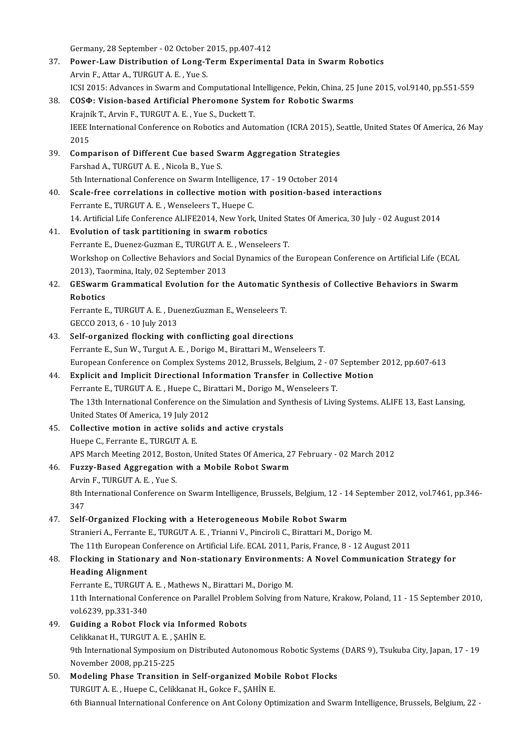Germany, 28 September - 02 October 2015, pp.407-412

37. **Power-Law Distribution of Long-Term Experimental Data in Swarm Robotics**
    Arvin F., Attar A., TURGUT A. E. , Yue S.
    ICSI 2015: Advances in Swarm and Computational Intelligence, Pekin, China, 25 June 2015, vol.9140, pp.551-559
38. **COSΦ: Vision-based Artificial Pheromone System for Robotic Swarms**
    Krajník T., Arvin F., TURGUT A. E. , Yue S., Duckett T.
    IEEE International Conference on Robotics and Automation (ICRA 2015), Seattle, United States Of America, 26 May 2015
39. **Comparison of Different Cue based Swarm Aggregation Strategies**
    Farshad A., TURGUT A. E. , Nicola B., Yue S.
    5th International Conference on Swarm Intelligence, 17 - 19 October 2014
40. **Scale-free correlations in collective motion with position-based interactions**
    Ferrante E., TURGUT A. E. , Wenseleers T., Huepe C.
    14. Artificial Life Conference ALIFE2014, New York, United States Of America, 30 July - 02 August 2014
41. **Evolution of task partitioning in swarm robotics**
    Ferrante E., Duenez-Guzman E., TURGUT A. E. , Wenseleers T.
    Workshop on Collective Behaviors and Social Dynamics of the European Conference on Artificial Life (ECAL 2013), Taormina, Italy, 02 September 2013
42. **GESwarm Grammatical Evolution for the Automatic Synthesis of Collective Behaviors in Swarm Robotics**
    Ferrante E., TURGUT A. E. , DuenezGuzman E., Wenseleers T.
    GECCO 2013, 6 - 10 July 2013
43. **Self-organized flocking with conflicting goal directions**
    Ferrante E., Sun W., Turgut A. E. , Dorigo M., Birattari M., Wenseleers T.
    European Conference on Complex Systems 2012, Brussels, Belgium, 2 - 07 September 2012, pp.607-613
44. **Explicit and Implicit Directional Information Transfer in Collective Motion**
    Ferrante E., TURGUT A. E. , Huepe C., Birattari M., Dorigo M., Wenseleers T.
    The 13th International Conference on the Simulation and Synthesis of Living Systems. ALIFE 13, East Lansing, United States Of America, 19 July 2012
45. **Collective motion in active solids and active crystals**
    Huepe C., Ferrante E., TURGUT A. E.
    APS March Meeting 2012, Boston, United States Of America, 27 February - 02 March 2012
46. **Fuzzy-Based Aggregation with a Mobile Robot Swarm**
    Arvin F., TURGUT A. E. , Yue S.
    8th International Conference on Swarm Intelligence, Brussels, Belgium, 12 - 14 September 2012, vol.7461, pp.346-347
47. **Self-Organized Flocking with a Heterogeneous Mobile Robot Swarm**
    Stranieri A., Ferrante E., TURGUT A. E. , Trianni V., Pinciroli C., Birattari M., Dorigo M.
    The 11th European Conference on Artificial Life. ECAL 2011, Paris, France, 8 - 12 August 2011
48. **Flocking in Stationary and Non-stationary Environments: A Novel Communication Strategy for Heading Alignment**
    Ferrante E., TURGUT A. E. , Mathews N., Birattari M., Dorigo M.
    11th International Conference on Parallel Problem Solving from Nature, Krakow, Poland, 11 - 15 September 2010, vol.6239, pp.331-340
49. **Guiding a Robot Flock via Informed Robots**
    Celikkanat H., TURGUT A. E. , ŞAHİN E.
    9th International Symposium on Distributed Autonomous Robotic Systems (DARS 9), Tsukuba City, Japan, 17 - 19 November 2008, pp.215-225
50. **Modeling Phase Transition in Self-organized Mobile Robot Flocks**
    TURGUT A. E. , Huepe C., Celikkanat H., Gokce F., ŞAHİN E.
    6th Biannual International Conference on Ant Colony Optimization and Swarm Intelligence, Brussels, Belgium, 22 -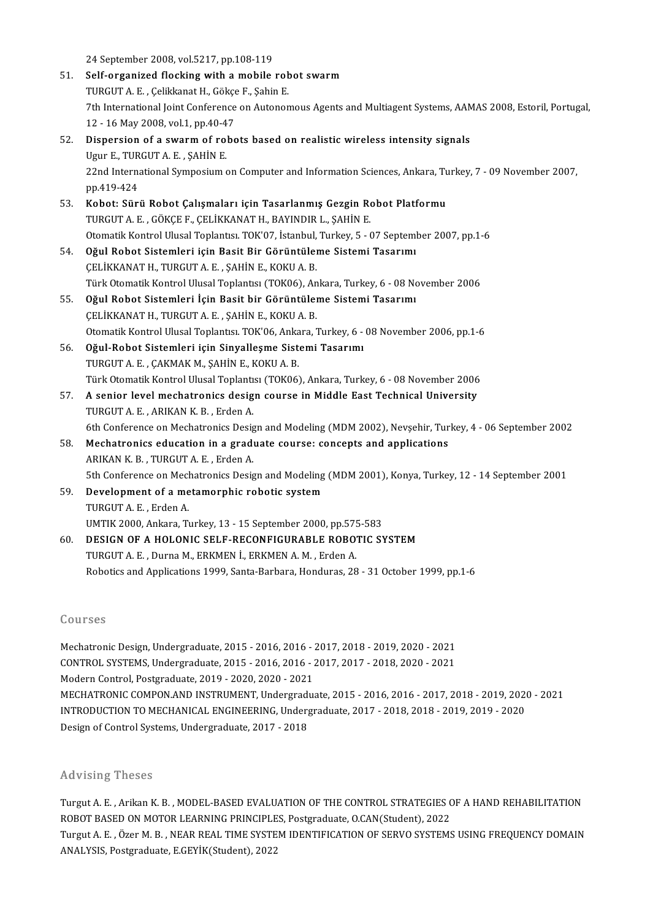24 September 2008, vol.5217, pp.108-119

51. **Self-organized flocking with a mobile robot swarm**
    TURGUT A. E. , Çelikkanat H., Gökçe F., Şahin E.
    7th International Joint Conference on Autonomous Agents and Multiagent Systems, AAMAS 2008, Estoril, Portugal, 12 - 16 May 2008, vol.1, pp.40-47
52. **Dispersion of a swarm of robots based on realistic wireless intensity signals**
    Ugur E., TURGUT A. E. , ŞAHİN E.
    22nd International Symposium on Computer and Information Sciences, Ankara, Turkey, 7 - 09 November 2007, pp.419-424
53. **Kobot: Sürü Robot Çalışmaları için Tasarlanmış Gezgin Robot Platformu**
    TURGUT A. E. , GÖKÇE F., ÇELİKKANAT H., BAYINDIR L., ŞAHİN E.
    Otomatik Kontrol Ulusal Toplantısı. TOK'07, İstanbul, Turkey, 5 - 07 September 2007, pp.1-6
54. **Oğul Robot Sistemleri için Basit Bir Görüntüleme Sistemi Tasarımı**
    ÇELİKKANAT H., TURGUT A. E. , ŞAHİN E., KOKU A. B.
    Türk Otomatik Kontrol Ulusal Toplantısı (TOK06), Ankara, Turkey, 6 - 08 November 2006
55. **Oğul Robot Sistemleri İçin Basit bir Görüntüleme Sistemi Tasarımı**
    ÇELİKKANAT H., TURGUT A. E. , ŞAHİN E., KOKU A. B.
    Otomatik Kontrol Ulusal Toplantısı. TOK'06, Ankara, Turkey, 6 - 08 November 2006, pp.1-6
56. **Oğul-Robot Sistemleri için Sinyalleşme Sistemi Tasarımı**
    TURGUT A. E. , ÇAKMAK M., ŞAHİN E., KOKU A. B.
    Türk Otomatik Kontrol Ulusal Toplantısı (TOK06), Ankara, Turkey, 6 - 08 November 2006
57. **A senior level mechatronics design course in Middle East Technical University**
    TURGUT A. E. , ARIKAN K. B. , Erden A.
    6th Conference on Mechatronics Design and Modeling (MDM 2002), Nevşehir, Turkey, 4 - 06 September 2002
58. **Mechatronics education in a graduate course: concepts and applications**
    ARIKAN K. B. , TURGUT A. E. , Erden A.
    5th Conference on Mechatronics Design and Modeling (MDM 2001), Konya, Turkey, 12 - 14 September 2001
59. **Development of a metamorphic robotic system**
    TURGUT A. E. , Erden A.
    UMTIK 2000, Ankara, Turkey, 13 - 15 September 2000, pp.575-583
60. **DESIGN OF A HOLONIC SELF-RECONFIGURABLE ROBOTIC SYSTEM**
    TURGUT A. E. , Durna M., ERKMEN İ., ERKMEN A. M. , Erden A.
    Robotics and Applications 1999, Santa-Barbara, Honduras, 28 - 31 October 1999, pp.1-6

## Courses

Mechatronic Design, Undergraduate, 2015 - 2016, 2016 - 2017, 2018 - 2019, 2020 - 2021
CONTROL SYSTEMS, Undergraduate, 2015 - 2016, 2016 - 2017, 2017 - 2018, 2020 - 2021
Modern Control, Postgraduate, 2019 - 2020, 2020 - 2021
MECHATRONIC COMPON.AND INSTRUMENT, Undergraduate, 2015 - 2016, 2016 - 2017, 2018 - 2019, 2020 - 2021
INTRODUCTION TO MECHANICAL ENGINEERING, Undergraduate, 2017 - 2018, 2018 - 2019, 2019 - 2020
Design of Control Systems, Undergraduate, 2017 - 2018

## Advising Theses

Turgut A. E. , Arikan K. B. , MODEL-BASED EVALUATION OF THE CONTROL STRATEGIES OF A HAND REHABILITATION ROBOT BASED ON MOTOR LEARNING PRINCIPLES, Postgraduate, O.CAN(Student), 2022

Turgut A. E. , Özer M. B. , NEAR REAL TIME SYSTEM IDENTIFICATION OF SERVO SYSTEMS USING FREQUENCY DOMAIN ANALYSIS, Postgraduate, E.GEYİK(Student), 2022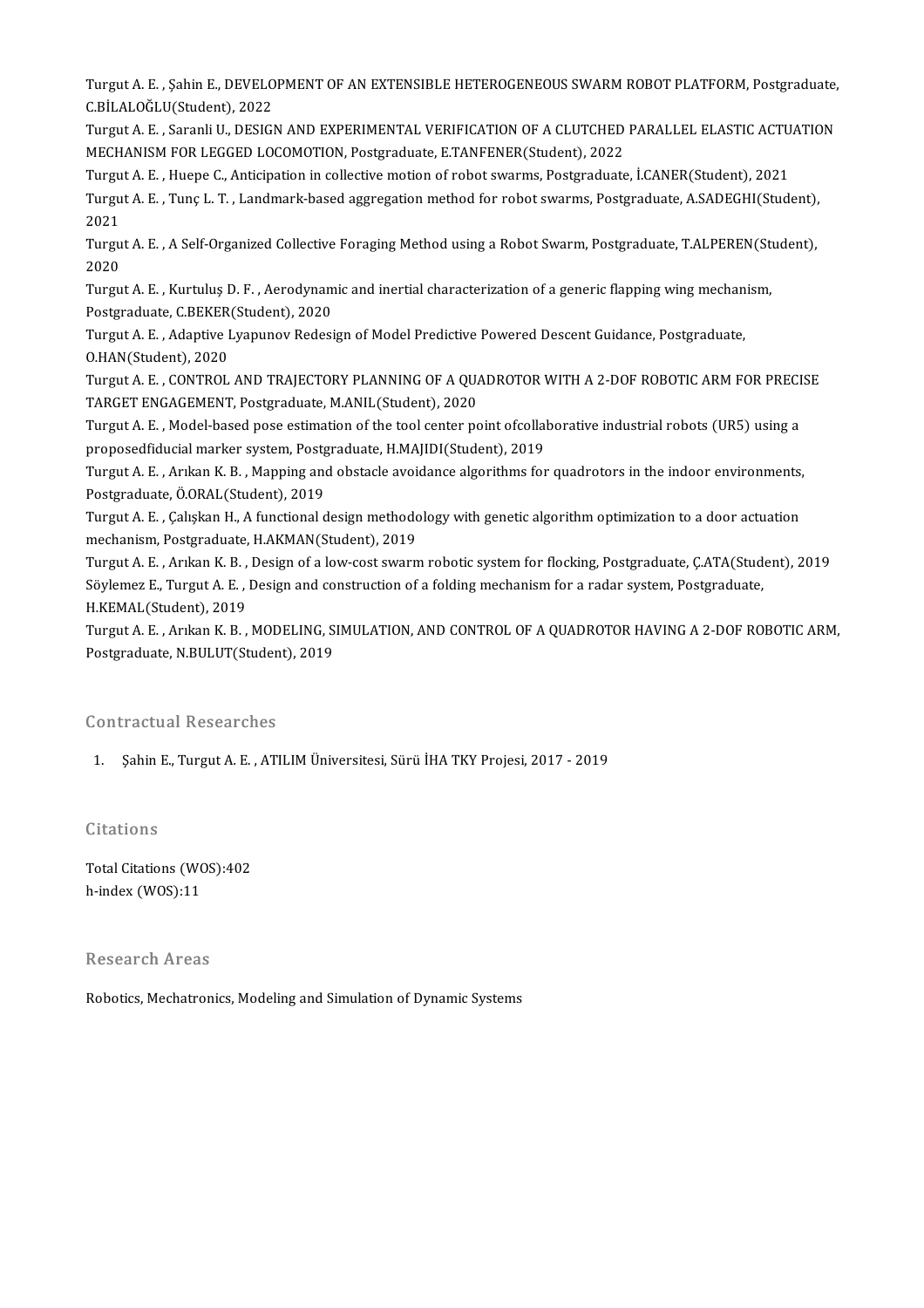Turgut A. E. , Şahin E., DEVELOPMENT OF AN EXTENSIBLE HETEROGENEOUS SWARM ROBOT PLATFORM, Postgraduate, C.BİLALOĞLU(Student), 2022

Turgut A. E. , Saranli U., DESIGN AND EXPERIMENTAL VERIFICATION OF A CLUTCHED PARALLEL ELASTIC ACTUATION MECHANISM FOR LEGGED LOCOMOTION, Postgraduate, E.TANFENER(Student), 2022

Turgut A. E. , Huepe C., Anticipation in collective motion of robot swarms, Postgraduate, İ.CANER(Student), 2021

Turgut A. E. , Tunç L. T. , Landmark-based aggregation method for robot swarms, Postgraduate, A.SADEGHI(Student), 2021

Turgut A. E. , A Self-Organized Collective Foraging Method using a Robot Swarm, Postgraduate, T.ALPEREN(Student), 2020

Turgut A. E. , Kurtuluş D. F. , Aerodynamic and inertial characterization of a generic flapping wing mechanism, Postgraduate, C.BEKER(Student), 2020

Turgut A. E. , Adaptive Lyapunov Redesign of Model Predictive Powered Descent Guidance, Postgraduate, O.HAN(Student), 2020

Turgut A. E. , CONTROL AND TRAJECTORY PLANNING OF A QUADROTOR WITH A 2-DOF ROBOTIC ARM FOR PRECISE TARGET ENGAGEMENT, Postgraduate, M.ANIL(Student), 2020

Turgut A. E. , Model-based pose estimation of the tool center point ofcollaborative industrial robots (UR5) using a proposedfiducial marker system, Postgraduate, H.MAJIDI(Student), 2019

Turgut A. E. , Arıkan K. B. , Mapping and obstacle avoidance algorithms for quadrotors in the indoor environments, Postgraduate, Ö.ORAL(Student), 2019

Turgut A. E. , Çalışkan H., A functional design methodology with genetic algorithm optimization to a door actuation mechanism, Postgraduate, H.AKMAN(Student), 2019

Turgut A. E. , Arıkan K. B. , Design of a low-cost swarm robotic system for flocking, Postgraduate, Ç.ATA(Student), 2019

Söylemez E., Turgut A. E. , Design and construction of a folding mechanism for a radar system, Postgraduate, H.KEMAL(Student), 2019

Turgut A. E. , Arıkan K. B. , MODELING, SIMULATION, AND CONTROL OF A QUADROTOR HAVING A 2-DOF ROBOTIC ARM, Postgraduate, N.BULUT(Student), 2019

## Contractual Researches

1. Şahin E., Turgut A. E. , ATILIM Üniversitesi, Sürü İHA TKY Projesi, 2017 - 2019

## Citations

Total Citations (WOS):402
h-index (WOS):11

## Research Areas

Robotics, Mechatronics, Modeling and Simulation of Dynamic Systems